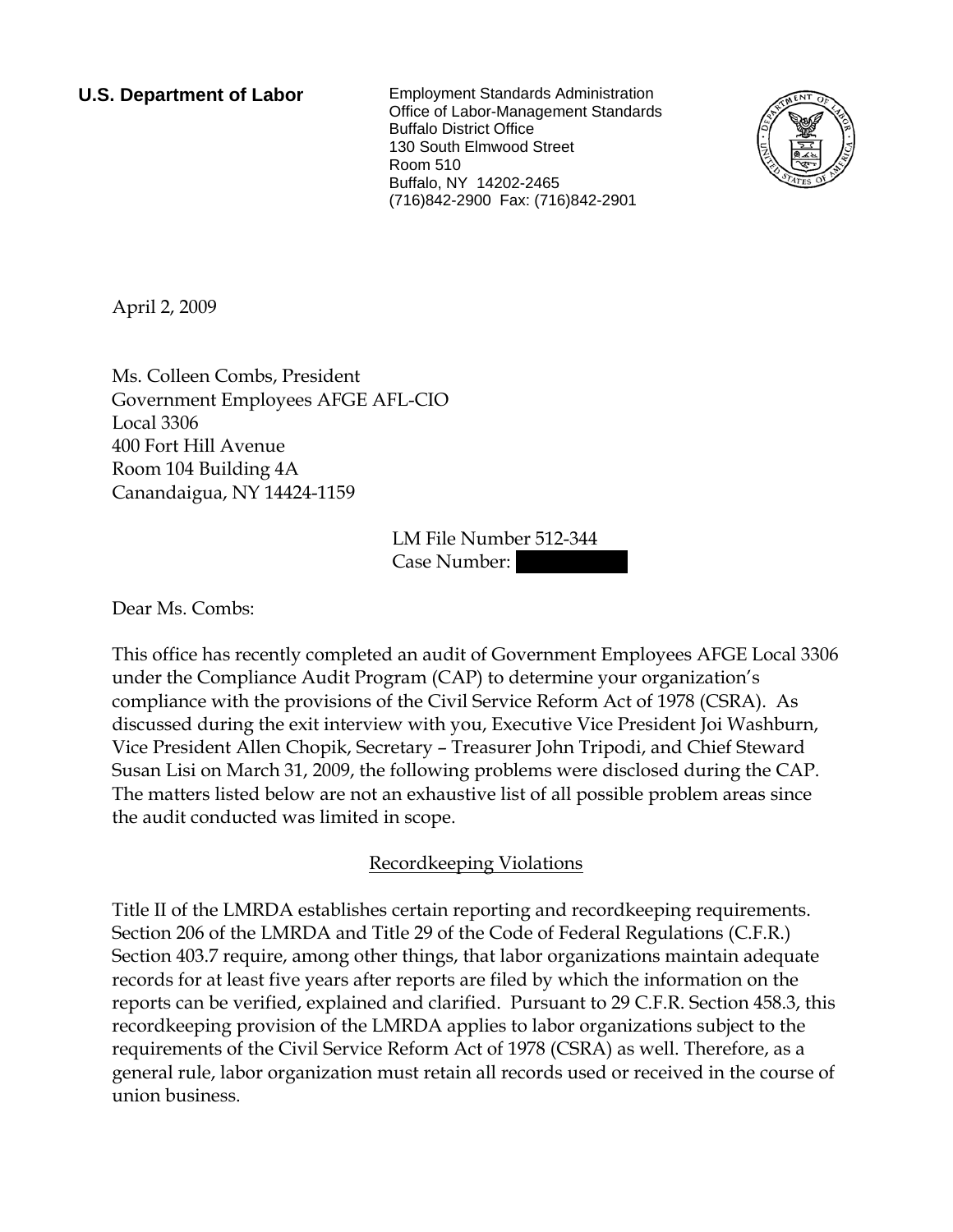**U.S. Department of Labor**

Employment Standards Administration
Office of Labor-Management Standards
Buffalo District Office
130 South Elmwood Street
Room 510
Buffalo, NY 14202-2465
(716)842-2900 Fax: (716)842-2901

April 2, 2009

Ms. Colleen Combs, President
Government Employees AFGE AFL-CIO
Local 3306
400 Fort Hill Avenue
Room 104 Building 4A
Canandaigua, NY 14424-1159

LM File Number 512-344
Case Number:

Dear Ms. Combs:

This office has recently completed an audit of Government Employees AFGE Local 3306 under the Compliance Audit Program (CAP) to determine your organization's compliance with the provisions of the Civil Service Reform Act of 1978 (CSRA). As discussed during the exit interview with you, Executive Vice President Joi Washburn, Vice President Allen Chopik, Secretary – Treasurer John Tripodi, and Chief Steward Susan Lisi on March 31, 2009, the following problems were disclosed during the CAP. The matters listed below are not an exhaustive list of all possible problem areas since the audit conducted was limited in scope.

## Recordkeeping Violations

Title II of the LMRDA establishes certain reporting and recordkeeping requirements. Section 206 of the LMRDA and Title 29 of the Code of Federal Regulations (C.F.R.) Section 403.7 require, among other things, that labor organizations maintain adequate records for at least five years after reports are filed by which the information on the reports can be verified, explained and clarified. Pursuant to 29 C.F.R. Section 458.3, this recordkeeping provision of the LMRDA applies to labor organizations subject to the requirements of the Civil Service Reform Act of 1978 (CSRA) as well. Therefore, as a general rule, labor organization must retain all records used or received in the course of union business.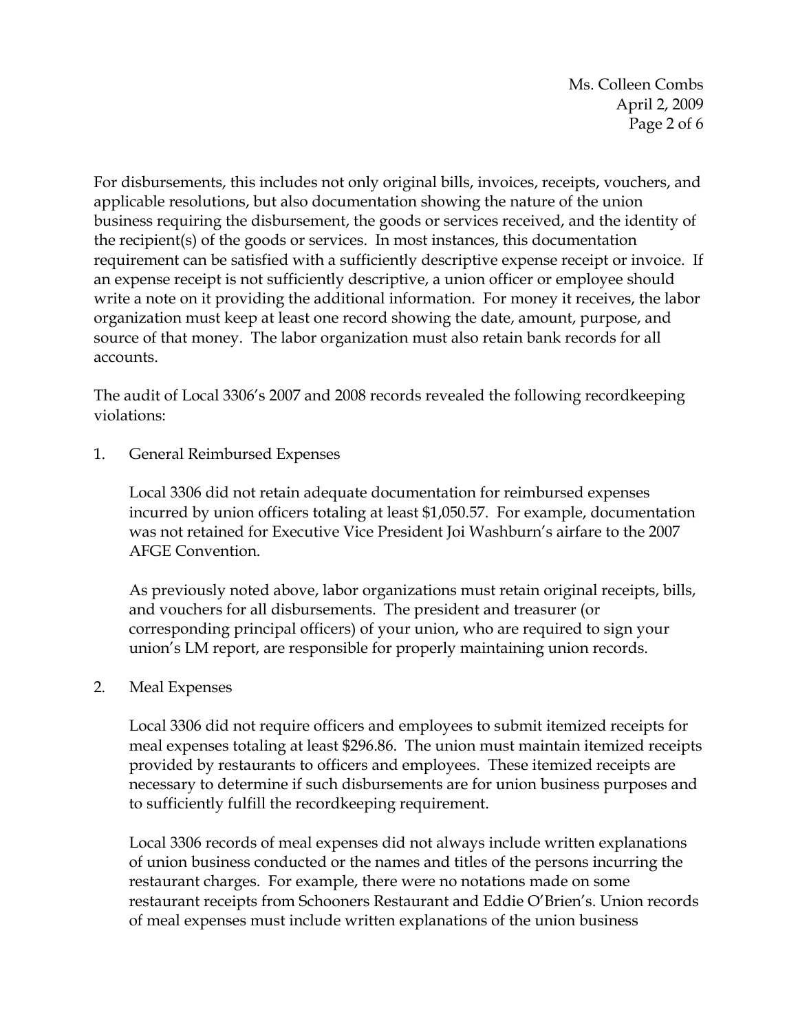For disbursements, this includes not only original bills, invoices, receipts, vouchers, and applicable resolutions, but also documentation showing the nature of the union business requiring the disbursement, the goods or services received, and the identity of the recipient(s) of the goods or services. In most instances, this documentation requirement can be satisfied with a sufficiently descriptive expense receipt or invoice. If an expense receipt is not sufficiently descriptive, a union officer or employee should write a note on it providing the additional information. For money it receives, the labor organization must keep at least one record showing the date, amount, purpose, and source of that money. The labor organization must also retain bank records for all accounts.

The audit of Local 3306's 2007 and 2008 records revealed the following recordkeeping violations:

1. General Reimbursed Expenses

   Local 3306 did not retain adequate documentation for reimbursed expenses incurred by union officers totaling at least $1,050.57. For example, documentation was not retained for Executive Vice President Joi Washburn's airfare to the 2007 AFGE Convention.

   As previously noted above, labor organizations must retain original receipts, bills, and vouchers for all disbursements. The president and treasurer (or corresponding principal officers) of your union, who are required to sign your union's LM report, are responsible for properly maintaining union records.

2. Meal Expenses

   Local 3306 did not require officers and employees to submit itemized receipts for meal expenses totaling at least $296.86. The union must maintain itemized receipts provided by restaurants to officers and employees. These itemized receipts are necessary to determine if such disbursements are for union business purposes and to sufficiently fulfill the recordkeeping requirement.

   Local 3306 records of meal expenses did not always include written explanations of union business conducted or the names and titles of the persons incurring the restaurant charges. For example, there were no notations made on some restaurant receipts from Schooners Restaurant and Eddie O'Brien's. Union records of meal expenses must include written explanations of the union business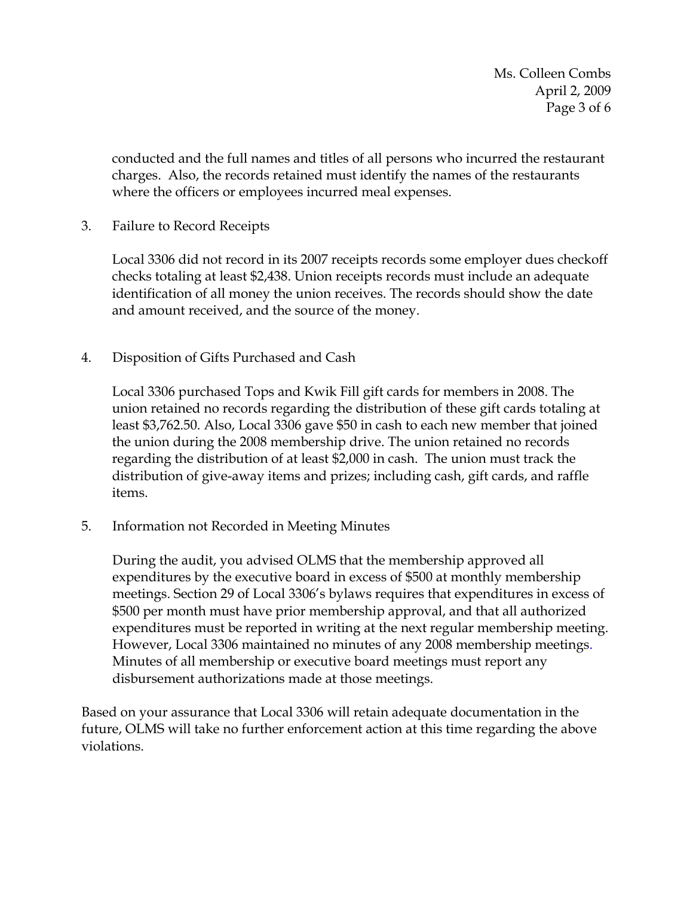conducted and the full names and titles of all persons who incurred the restaurant charges. Also, the records retained must identify the names of the restaurants where the officers or employees incurred meal expenses.

3. Failure to Record Receipts

   Local 3306 did not record in its 2007 receipts records some employer dues checkoff checks totaling at least $2,438. Union receipts records must include an adequate identification of all money the union receives. The records should show the date and amount received, and the source of the money.

4. Disposition of Gifts Purchased and Cash

   Local 3306 purchased Tops and Kwik Fill gift cards for members in 2008. The union retained no records regarding the distribution of these gift cards totaling at least $3,762.50. Also, Local 3306 gave $50 in cash to each new member that joined the union during the 2008 membership drive. The union retained no records regarding the distribution of at least $2,000 in cash. The union must track the distribution of give-away items and prizes; including cash, gift cards, and raffle items.

5. Information not Recorded in Meeting Minutes

   During the audit, you advised OLMS that the membership approved all expenditures by the executive board in excess of $500 at monthly membership meetings. Section 29 of Local 3306's bylaws requires that expenditures in excess of $500 per month must have prior membership approval, and that all authorized expenditures must be reported in writing at the next regular membership meeting. However, Local 3306 maintained no minutes of any 2008 membership meetings. Minutes of all membership or executive board meetings must report any disbursement authorizations made at those meetings.

Based on your assurance that Local 3306 will retain adequate documentation in the future, OLMS will take no further enforcement action at this time regarding the above violations.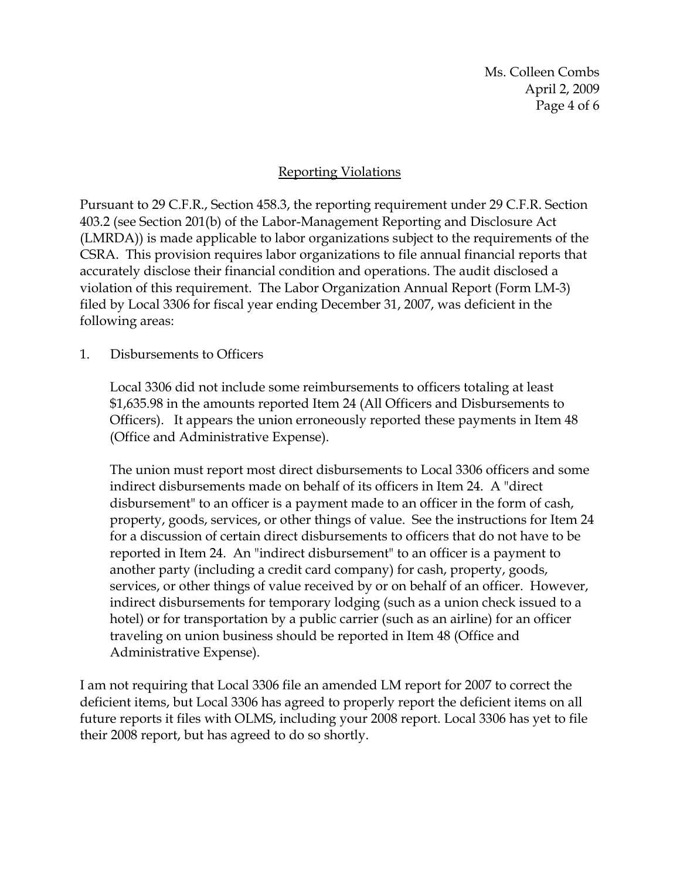## Reporting Violations

Pursuant to 29 C.F.R., Section 458.3, the reporting requirement under 29 C.F.R. Section 403.2 (see Section 201(b) of the Labor-Management Reporting and Disclosure Act (LMRDA)) is made applicable to labor organizations subject to the requirements of the CSRA. This provision requires labor organizations to file annual financial reports that accurately disclose their financial condition and operations. The audit disclosed a violation of this requirement. The Labor Organization Annual Report (Form LM-3) filed by Local 3306 for fiscal year ending December 31, 2007, was deficient in the following areas:

1. Disbursements to Officers

   Local 3306 did not include some reimbursements to officers totaling at least $1,635.98 in the amounts reported Item 24 (All Officers and Disbursements to Officers). It appears the union erroneously reported these payments in Item 48 (Office and Administrative Expense).

   The union must report most direct disbursements to Local 3306 officers and some indirect disbursements made on behalf of its officers in Item 24. A "direct disbursement" to an officer is a payment made to an officer in the form of cash, property, goods, services, or other things of value. See the instructions for Item 24 for a discussion of certain direct disbursements to officers that do not have to be reported in Item 24. An "indirect disbursement" to an officer is a payment to another party (including a credit card company) for cash, property, goods, services, or other things of value received by or on behalf of an officer. However, indirect disbursements for temporary lodging (such as a union check issued to a hotel) or for transportation by a public carrier (such as an airline) for an officer traveling on union business should be reported in Item 48 (Office and Administrative Expense).

I am not requiring that Local 3306 file an amended LM report for 2007 to correct the deficient items, but Local 3306 has agreed to properly report the deficient items on all future reports it files with OLMS, including your 2008 report. Local 3306 has yet to file their 2008 report, but has agreed to do so shortly.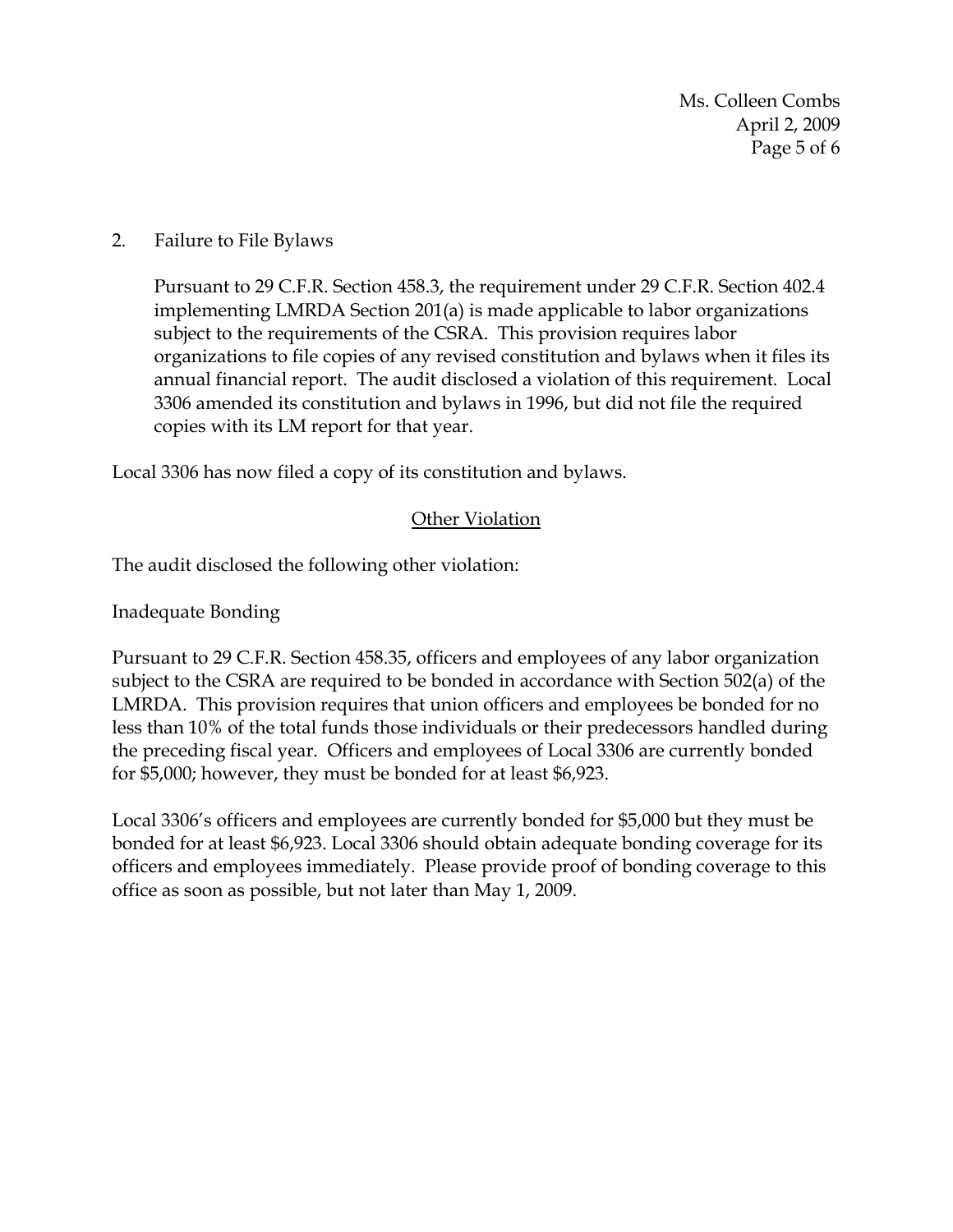2. Failure to File Bylaws

   Pursuant to 29 C.F.R. Section 458.3, the requirement under 29 C.F.R. Section 402.4 implementing LMRDA Section 201(a) is made applicable to labor organizations subject to the requirements of the CSRA. This provision requires labor organizations to file copies of any revised constitution and bylaws when it files its annual financial report. The audit disclosed a violation of this requirement. Local 3306 amended its constitution and bylaws in 1996, but did not file the required copies with its LM report for that year.

Local 3306 has now filed a copy of its constitution and bylaws.

<u>Other Violation</u>

The audit disclosed the following other violation:

Inadequate Bonding

Pursuant to 29 C.F.R. Section 458.35, officers and employees of any labor organization subject to the CSRA are required to be bonded in accordance with Section 502(a) of the LMRDA. This provision requires that union officers and employees be bonded for no less than 10% of the total funds those individuals or their predecessors handled during the preceding fiscal year. Officers and employees of Local 3306 are currently bonded for $5,000; however, they must be bonded for at least $6,923.

Local 3306's officers and employees are currently bonded for $5,000 but they must be bonded for at least $6,923. Local 3306 should obtain adequate bonding coverage for its officers and employees immediately. Please provide proof of bonding coverage to this office as soon as possible, but not later than May 1, 2009.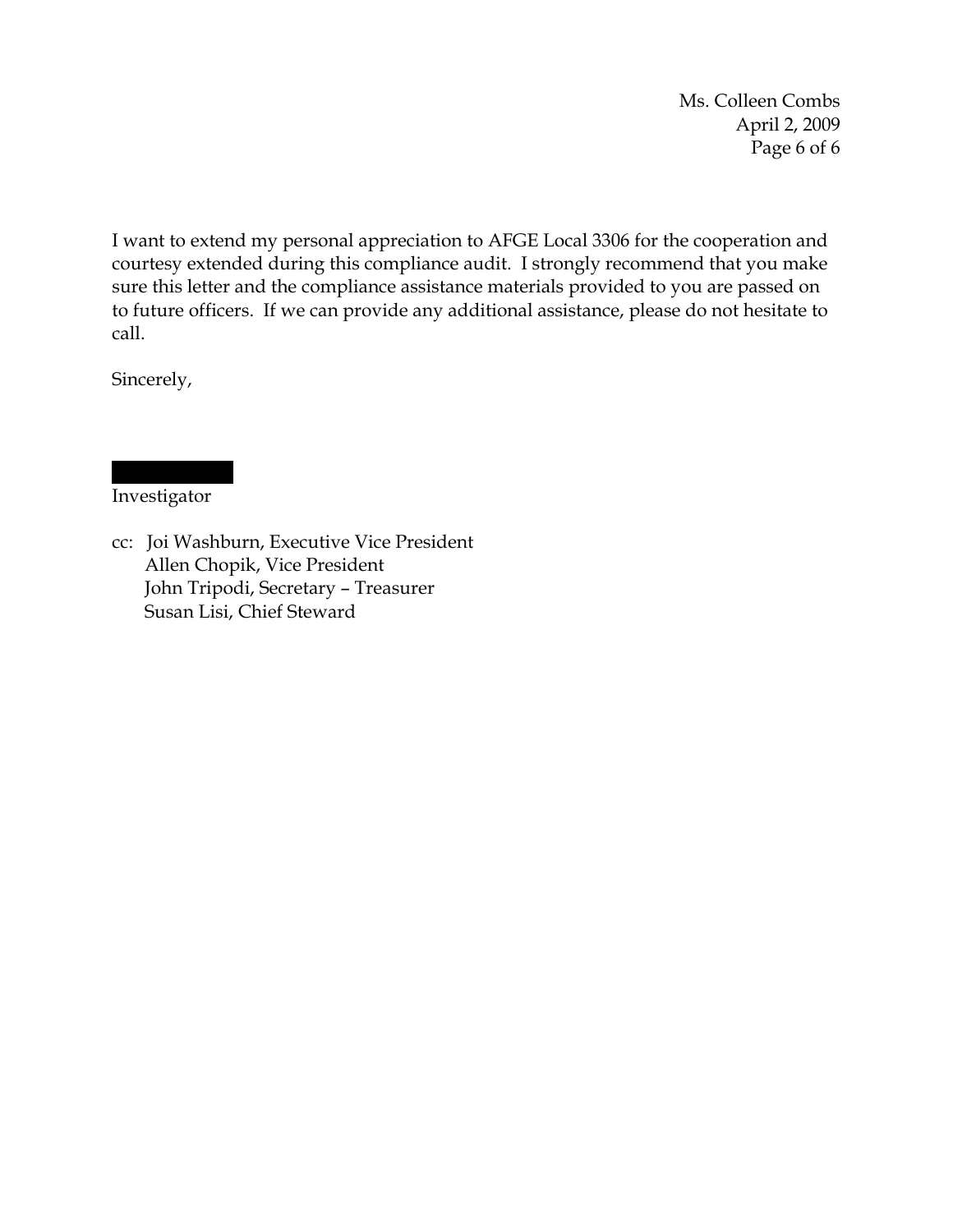I want to extend my personal appreciation to AFGE Local 3306 for the cooperation and courtesy extended during this compliance audit. I strongly recommend that you make sure this letter and the compliance assistance materials provided to you are passed on to future officers. If we can provide any additional assistance, please do not hesitate to call.

Sincerely,

Investigator

cc: Joi Washburn, Executive Vice President
    Allen Chopik, Vice President
    John Tripodi, Secretary – Treasurer
    Susan Lisi, Chief Steward